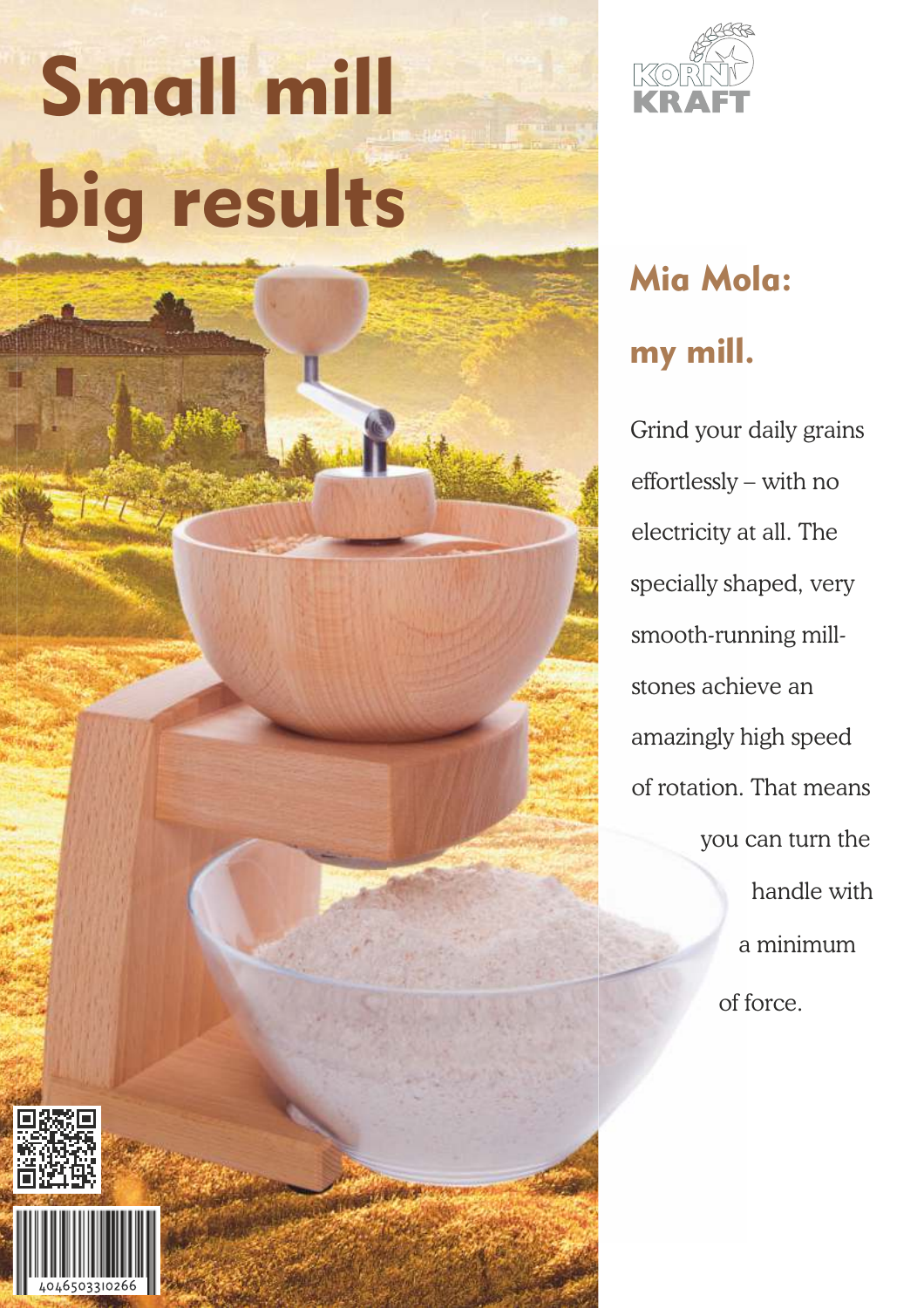# Small mill big results

KORN KRAFT

## Mia Mola: my mill.

Grind your daily grains effortlessly – with no electricity at all. The specially shaped, very smooth-running mill-stones achieve an amazingly high speed of rotation. That means you can turn the handle with a minimum of force.

4046503310266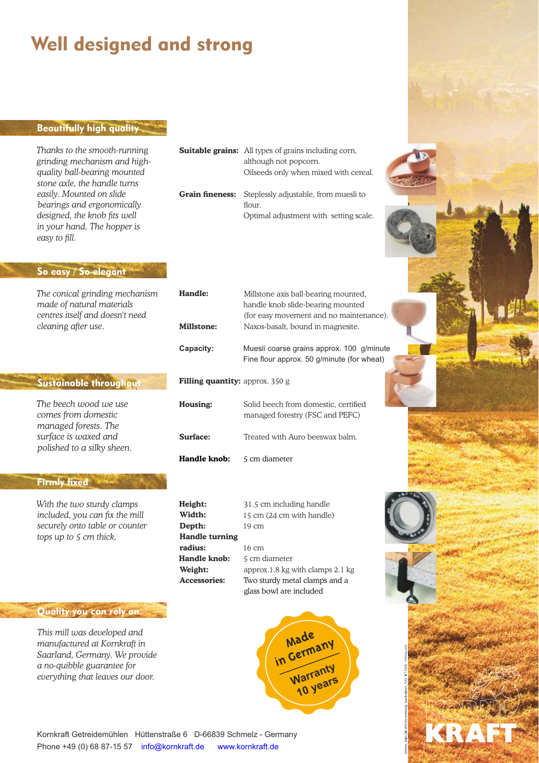# Well designed and strong

## Beautifully high quality

*Thanks to the smooth-running grinding mechanism and high-quality ball-bearing mounted stone axle, the handle turns easily. Mounted on slide bearings and ergonomically designed, the knob fits well in your hand. The hopper is easy to fill.*

**Suitable grains:** All types of grains including corn, although not popcorn. Oilseeds only when mixed with cereal.

**Grain fineness:** Steplessly adjustable, from muesli to flour. Optimal adjustment with setting scale.

## So easy / So elegant

*The conical grinding mechanism made of natural materials centres itself and doesn't need cleaning after use.*

**Handle:** Millstone axis ball-bearing mounted, handle knob slide-bearing mounted (for easy movement and no maintenance).

**Millstone:** Naxos-basalt, bound in magnesite.

**Capacity:** Muesli coarse grains approx. 100 g/minute
Fine flour approx. 50 g/minute (for wheat)

**Filling quantity:** approx. 350 g

## Sustainable throughout

*The beech wood we use comes from domestic managed forests. The surface is waxed and polished to a silky sheen.*

**Housing:** Solid beech from domestic, certified managed forestry (FSC and PEFC)

**Surface:** Treated with Auro beeswax balm.

**Handle knob:** 5 cm diameter

## Firmly fixed

*With the two sturdy clamps included, you can fix the mill securely onto table or counter tops up to 5 cm thick.*

**Height:** 31.5 cm including handle
**Width:** 15 cm (24 cm with handle)
**Depth:** 19 cm
**Handle turning radius:** 16 cm
**Handle knob:** 5 cm diameter
**Weight:** approx.1.8 kg with clamps 2.1 kg
**Accessories:** Two sturdy metal clamps and a glass bowl are included

## Quality you can rely on.

*This mill was developed and manufactured at Kornkraft in Saarland, Germany. We provide a no-quibble guarantee for everything that leaves our door.*

Made in Germany
Warranty 10 years

Kornkraft Getreidemühlen Hüttenstraße 6 D-66839 Schmelz - Germany
Phone +49 (0) 68 87-15 57 info@kornkraft.de www.kornkraft.de

KORN KRAFT